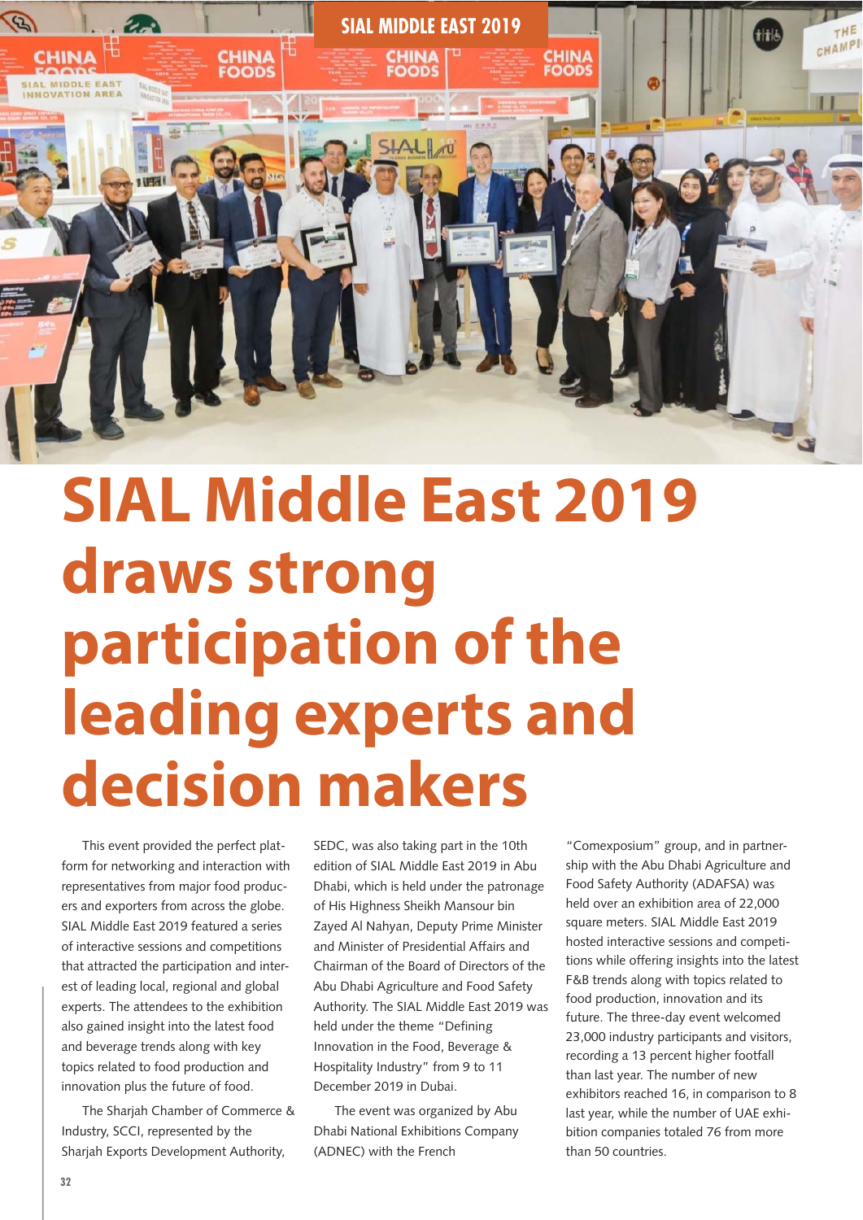# SIAL Middle East 2019 draws strong participation of the leading experts and decision makers

This event provided the perfect platform for networking and interaction with representatives from major food producers and exporters from across the globe. SIAL Middle East 2019 featured a series of interactive sessions and competitions that attracted the participation and interest of leading local, regional and global experts. The attendees to the exhibition also gained insight into the latest food and beverage trends along with key topics related to food production and innovation plus the future of food.

The Sharjah Chamber of Commerce & Industry, SCCI, represented by the Sharjah Exports Development Authority, SEDC, was also taking part in the 10th edition of SIAL Middle East 2019 in Abu Dhabi, which is held under the patronage of His Highness Sheikh Mansour bin Zayed Al Nahyan, Deputy Prime Minister and Minister of Presidential Affairs and Chairman of the Board of Directors of the Abu Dhabi Agriculture and Food Safety Authority. The SIAL Middle East 2019 was held under the theme "Defining Innovation in the Food, Beverage & Hospitality Industry" from 9 to 11 December 2019 in Dubai.

The event was organized by Abu Dhabi National Exhibitions Company (ADNEC) with the French "Comexposium" group, and in partnership with the Abu Dhabi Agriculture and Food Safety Authority (ADAFSA) was held over an exhibition area of 22,000 square meters. SIAL Middle East 2019 hosted interactive sessions and competitions while offering insights into the latest F&B trends along with topics related to food production, innovation and its future. The three-day event welcomed 23,000 industry participants and visitors, recording a 13 percent higher footfall than last year. The number of new exhibitors reached 16, in comparison to 8 last year, while the number of UAE exhibition companies totaled 76 from more than 50 countries.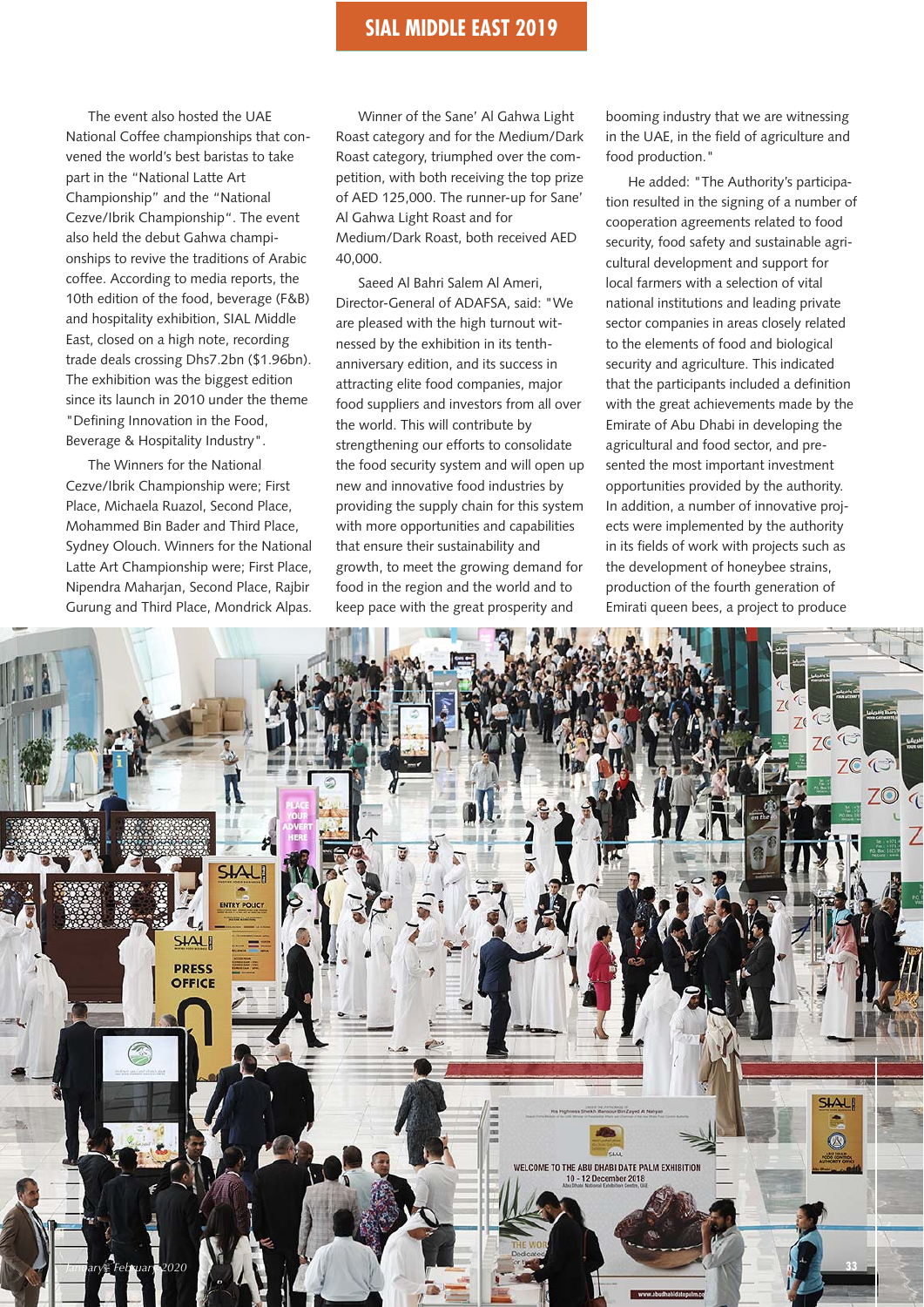The event also hosted the UAE National Coffee championships that convened the world's best baristas to take part in the "National Latte Art Championship" and the "National Cezve/Ibrik Championship". The event also held the debut Gahwa championships to revive the traditions of Arabic coffee. According to media reports, the 10th edition of the food, beverage (F&B) and hospitality exhibition, SIAL Middle East, closed on a high note, recording trade deals crossing Dhs7.2bn ($1.96bn). The exhibition was the biggest edition since its launch in 2010 under the theme "Defining Innovation in the Food, Beverage & Hospitality Industry".

The Winners for the National Cezve/Ibrik Championship were; First Place, Michaela Ruazol, Second Place, Mohammed Bin Bader and Third Place, Sydney Olouch. Winners for the National Latte Art Championship were; First Place, Nipendra Maharjan, Second Place, Rajbir Gurung and Third Place, Mondrick Alpas.

Winner of the Sane' Al Gahwa Light Roast category and for the Medium/Dark Roast category, triumphed over the competition, with both receiving the top prize of AED 125,000. The runner-up for Sane' Al Gahwa Light Roast and for Medium/Dark Roast, both received AED 40,000.

Saeed Al Bahri Salem Al Ameri, Director-General of ADAFSA, said: "We are pleased with the high turnout witnessed by the exhibition in its tenth-anniversary edition, and its success in attracting elite food companies, major food suppliers and investors from all over the world. This will contribute by strengthening our efforts to consolidate the food security system and will open up new and innovative food industries by providing the supply chain for this system with more opportunities and capabilities that ensure their sustainability and growth, to meet the growing demand for food in the region and the world and to keep pace with the great prosperity and booming industry that we are witnessing in the UAE, in the field of agriculture and food production."

He added: "The Authority's participation resulted in the signing of a number of cooperation agreements related to food security, food safety and sustainable agricultural development and support for local farmers with a selection of vital national institutions and leading private sector companies in areas closely related to the elements of food and biological security and agriculture. This indicated that the participants included a definition with the great achievements made by the Emirate of Abu Dhabi in developing the agricultural and food sector, and presented the most important investment opportunities provided by the authority. In addition, a number of innovative projects were implemented by the authority in its fields of work with projects such as the development of honeybee strains, production of the fourth generation of Emirati queen bees, a project to produce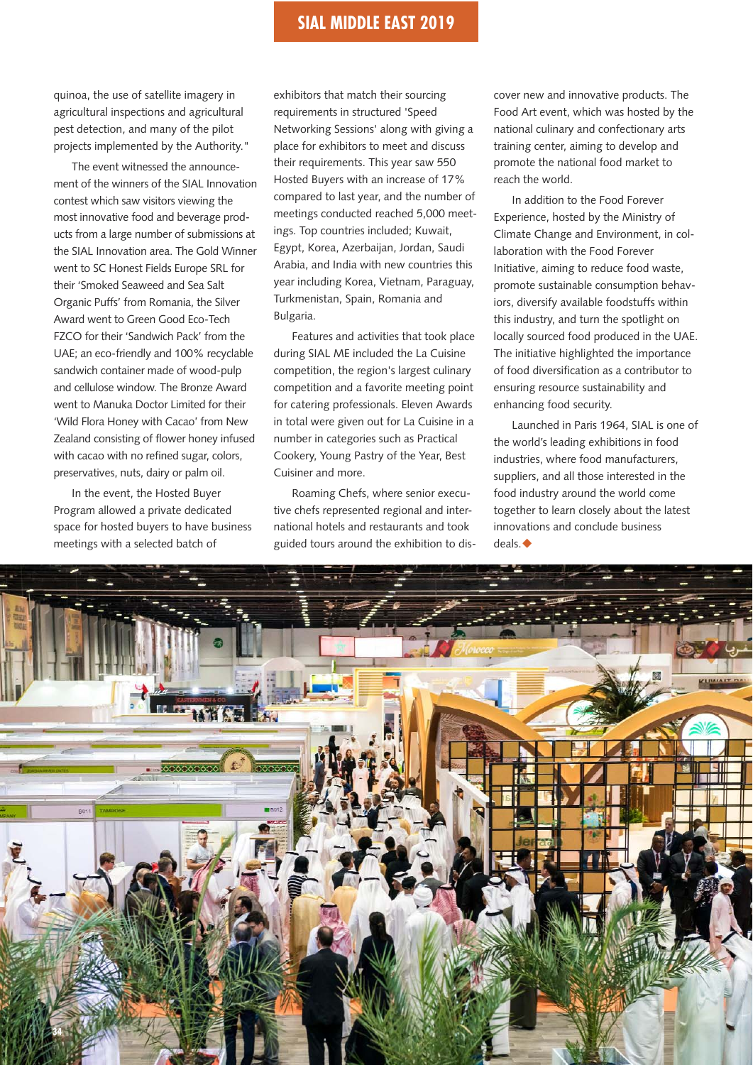quinoa, the use of satellite imagery in agricultural inspections and agricultural pest detection, and many of the pilot projects implemented by the Authority."

The event witnessed the announcement of the winners of the SIAL Innovation contest which saw visitors viewing the most innovative food and beverage products from a large number of submissions at the SIAL Innovation area. The Gold Winner went to SC Honest Fields Europe SRL for their 'Smoked Seaweed and Sea Salt Organic Puffs' from Romania, the Silver Award went to Green Good Eco-Tech FZCO for their 'Sandwich Pack' from the UAE; an eco-friendly and 100% recyclable sandwich container made of wood-pulp and cellulose window. The Bronze Award went to Manuka Doctor Limited for their 'Wild Flora Honey with Cacao' from New Zealand consisting of flower honey infused with cacao with no refined sugar, colors, preservatives, nuts, dairy or palm oil.

In the event, the Hosted Buyer Program allowed a private dedicated space for hosted buyers to have business meetings with a selected batch of exhibitors that match their sourcing requirements in structured 'Speed Networking Sessions' along with giving a place for exhibitors to meet and discuss their requirements. This year saw 550 Hosted Buyers with an increase of 17% compared to last year, and the number of meetings conducted reached 5,000 meetings. Top countries included; Kuwait, Egypt, Korea, Azerbaijan, Jordan, Saudi Arabia, and India with new countries this year including Korea, Vietnam, Paraguay, Turkmenistan, Spain, Romania and Bulgaria.

Features and activities that took place during SIAL ME included the La Cuisine competition, the region's largest culinary competition and a favorite meeting point for catering professionals. Eleven Awards in total were given out for La Cuisine in a number in categories such as Practical Cookery, Young Pastry of the Year, Best Cuisiner and more.

Roaming Chefs, where senior executive chefs represented regional and international hotels and restaurants and took guided tours around the exhibition to discover new and innovative products. The Food Art event, which was hosted by the national culinary and confectionary arts training center, aiming to develop and promote the national food market to reach the world.

In addition to the Food Forever Experience, hosted by the Ministry of Climate Change and Environment, in collaboration with the Food Forever Initiative, aiming to reduce food waste, promote sustainable consumption behaviors, diversify available foodstuffs within this industry, and turn the spotlight on locally sourced food produced in the UAE. The initiative highlighted the importance of food diversification as a contributor to ensuring resource sustainability and enhancing food security.

Launched in Paris 1964, SIAL is one of the world's leading exhibitions in food industries, where food manufacturers, suppliers, and all those interested in the food industry around the world come together to learn closely about the latest innovations and conclude business deals.◆